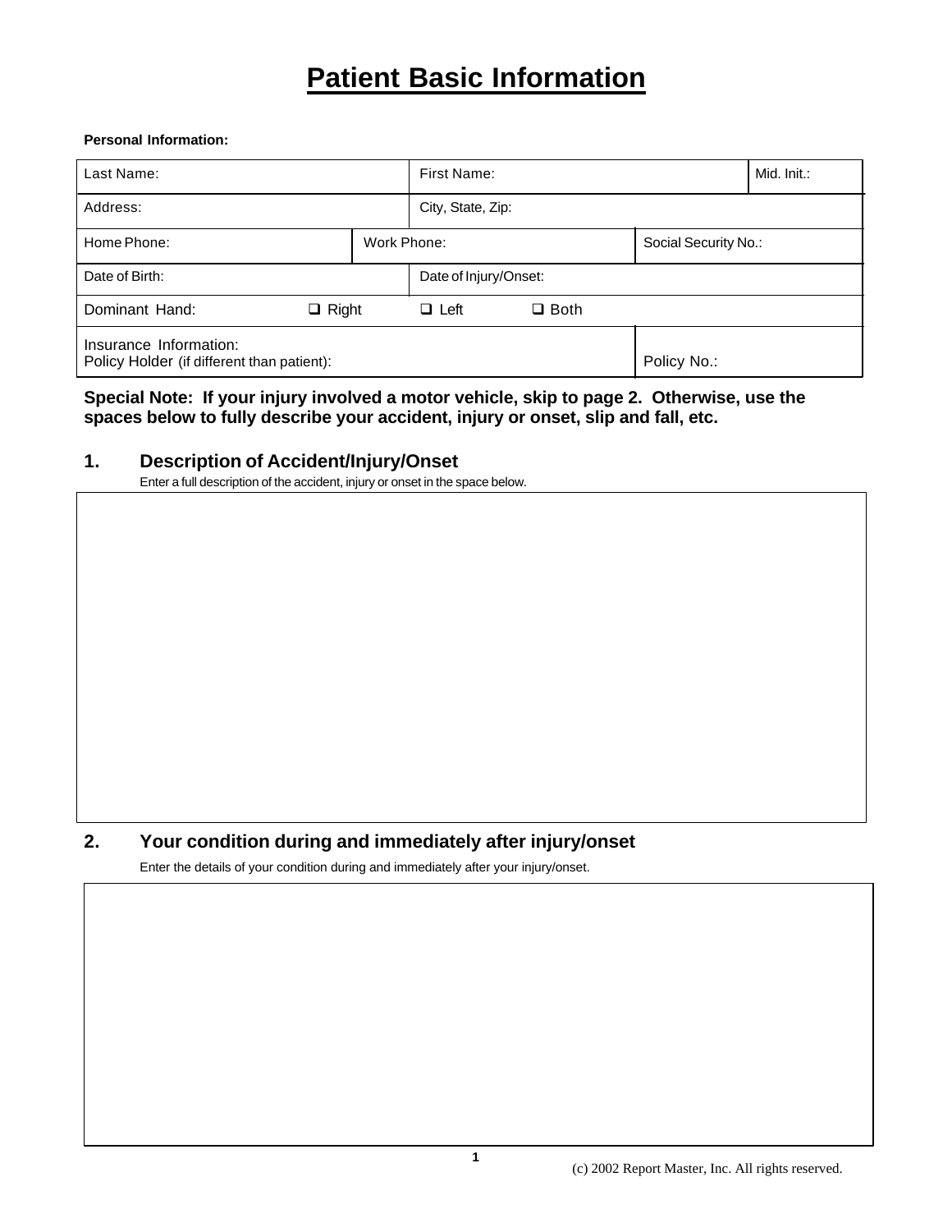# Patient Basic Information

**Personal Information:**

| Last Name: | | First Name: | | Mid. Init.: |
|---|---|---|---|---|
| Address: | | City, State, Zip: | | |
| Home Phone: | Work Phone: | | Social Security No.: | |
| Date of Birth: | | Date of Injury/Onset: | | |
| Dominant Hand: ☐ Right | | ☐ Left ☐ Both | | |
| Insurance Information: Policy Holder (if different than patient): | | | Policy No.: | |

**Special Note: If your injury involved a motor vehicle, skip to page 2. Otherwise, use the spaces below to fully describe your accident, injury or onset, slip and fall, etc.**

## 1. Description of Accident/Injury/Onset

Enter a full description of the accident, injury or onset in the space below.

## 2. Your condition during and immediately after injury/onset

Enter the details of your condition during and immediately after your injury/onset.

(c) 2002 Report Master, Inc. All rights reserved.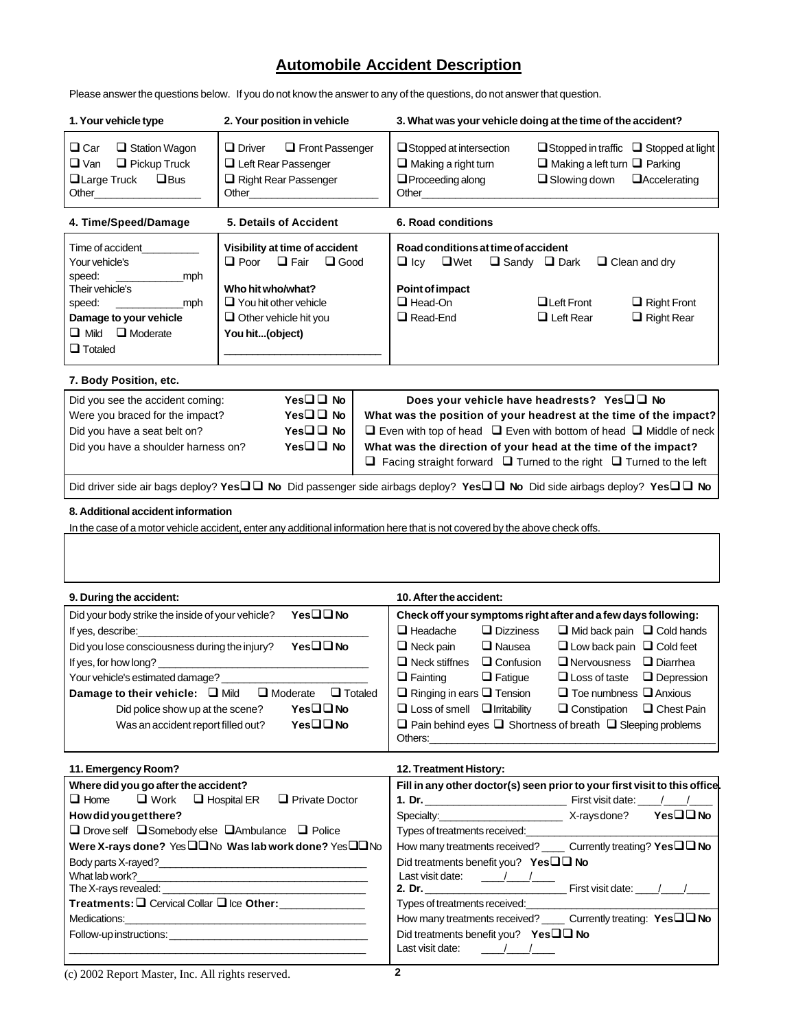# Automobile Accident Description

Please answer the questions below. If you do not know the answer to any of the questions, do not answer that question.

| 1. Your vehicle type | 2. Your position in vehicle | 3. What was your vehicle doing at the time of the accident? |
|---|---|---|
| ❑ Car ❑ Station Wagon<br>❑ Van ❑ Pickup Truck<br>❑ Large Truck ❑ Bus<br>Other__________________ | ❑ Driver ❑ Front Passenger<br>❑ Left Rear Passenger<br>❑ Right Rear Passenger<br>Other______________________ | ❑ Stopped at intersection ❑ Stopped in traffic ❑ Stopped at light<br>❑ Making a right turn ❑ Making a left turn ❑ Parking<br>❑ Proceeding along ❑ Slowing down ❑ Accelerating<br>Other______________________________________________ |

| 4. Time/Speed/Damage | 5. Details of Accident | 6. Road conditions |
|---|---|---|
| Time of accident__________<br>Your vehicle's speed: ____________mph<br>Their vehicle's speed: ____________mph<br>**Damage to your vehicle**<br>❑ Mild ❑ Moderate<br>❑ Totaled | **Visibility at time of accident**<br>❑ Poor ❑ Fair ❑ Good<br><br>**Who hit who/what?**<br>❑ You hit other vehicle<br>❑ Other vehicle hit you<br>**You hit...(object)**<br>___________________________ | **Road conditions at time of accident**<br>❑ Icy ❑ Wet ❑ Sandy ❑ Dark ❑ Clean and dry<br><br>**Point of impact**<br>❑ Head-On ❑ Left Front ❑ Right Front<br>❑ Read-End ❑ Left Rear ❑ Right Rear |

### 7. Body Position, etc.

| | |
|---|---|
| Did you see the accident coming: **Yes❑ ❑ No**<br>Were you braced for the impact? **Yes❑ ❑ No**<br>Did you have a seat belt on? **Yes❑ ❑ No**<br>Did you have a shoulder harness on? **Yes❑ ❑ No** | **Does your vehicle have headrests? Yes❑ ❑ No**<br>**What was the position of your headrest at the time of the impact?**<br>❑ Even with top of head ❑ Even with bottom of head ❑ Middle of neck<br>**What was the direction of your head at the time of the impact?**<br>❑ Facing straight forward ❑ Turned to the right ❑ Turned to the left |

Did driver side air bags deploy? **Yes❑ ❑ No** Did passenger side airbags deploy? **Yes❑ ❑ No** Did side airbags deploy? **Yes❑ ❑ No**

### 8. Additional accident information

In the case of a motor vehicle accident, enter any additional information here that is not covered by the above check offs.

| 9. During the accident: | 10. After the accident: |
|---|---|
| Did your body strike the inside of your vehicle? **Yes❑ ❑ No**<br>If yes, describe:______________________________________<br>Did you lose consciousness during the injury? **Yes❑ ❑ No**<br>If yes, for how long? ___________________________________<br>Your vehicle's estimated damage? _________________________<br>**Damage to their vehicle:** ❑ Mild ❑ Moderate ❑ Totaled<br>Did police show up at the scene? **Yes❑ ❑ No**<br>Was an accident report filled out? **Yes❑ ❑ No** | **Check off your symptoms right after and a few days following:**<br>❑ Headache ❑ Dizziness ❑ Mid back pain ❑ Cold hands<br>❑ Neck pain ❑ Nausea ❑ Low back pain ❑ Cold feet<br>❑ Neck stiffnes ❑ Confusion ❑ Nervousness ❑ Diarrhea<br>❑ Fainting ❑ Fatigue ❑ Loss of taste ❑ Depression<br>❑ Ringing in ears ❑ Tension ❑ Toe numbness ❑ Anxious<br>❑ Loss of smell ❑ Irritability ❑ Constipation ❑ Chest Pain<br>❑ Pain behind eyes ❑ Shortness of breath ❑ Sleeping problems<br>Others:______________________________________________ |

| 11. Emergency Room? | 12. Treatment History: |
|---|---|
| **Where did you go after the accident?**<br>❑ Home ❑ Work ❑ Hospital ER ❑ Private Doctor<br>**How did you get there?**<br>❑ Drove self ❑ Somebody else ❑ Ambulance ❑ Police<br>**Were X-rays done?** Yes❑❑No **Was lab work done?** Yes❑❑No<br>Body parts X-rayed?_________________________________<br>What lab work?_____________________________________<br>The X-rays revealed: _________________________________<br>**Treatments:** ❑ Cervical Collar ❑ Ice **Other:**______________<br>Medications:________________________________________<br>Follow-up instructions: ________________________________<br>_________________________________________________ | **Fill in any other doctor(s) seen prior to your first visit to this office.**<br>**1. Dr.** ________________________ First visit date: ____/____/____<br>Specialty:_____________________ X-rays done? **Yes❑ ❑ No**<br>Types of treatments received:_____________________________<br>How many treatments received? ____ Currently treating? **Yes❑ ❑ No**<br>Did treatments benefit you? **Yes❑ ❑ No**<br>Last visit date: ____/____/____<br>**2. Dr.** ________________________ First visit date: ____/____/____<br>Types of treatments received:_____________________________<br>How many treatments received? ____ Currently treating: **Yes❑ ❑ No**<br>Did treatments benefit you? **Yes❑ ❑ No**<br>Last visit date: ____/____/____ |

(c) 2002 Report Master, Inc. All rights reserved.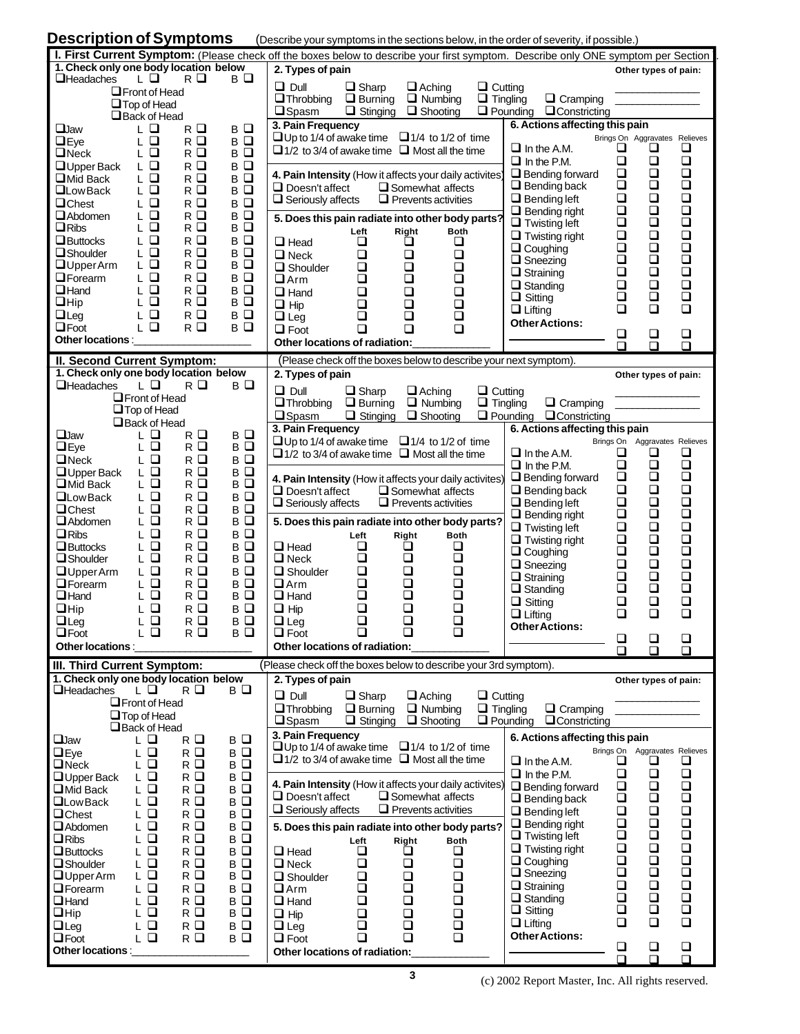## Description of Symptoms

(Describe your symptoms in the sections below, in the order of severity, if possible.)

### I. First Current Symptom:

(Please check off the boxes below to describe your first symptom. Describe only ONE symptom per Section.)

**1. Check only one body location below**

| Location | L | R | B |
|---|---|---|---|
| ☐ Headaches | ☐ | ☐ | ☐ |
| ☐ Front of Head | | | |
| ☐ Top of Head | | | |
| ☐ Back of Head | | | |
| ☐ Jaw | ☐ | ☐ | ☐ |
| ☐ Eye | ☐ | ☐ | ☐ |
| ☐ Neck | ☐ | ☐ | ☐ |
| ☐ Upper Back | ☐ | ☐ | ☐ |
| ☐ Mid Back | ☐ | ☐ | ☐ |
| ☐ Low Back | ☐ | ☐ | ☐ |
| ☐ Chest | ☐ | ☐ | ☐ |
| ☐ Abdomen | ☐ | ☐ | ☐ |
| ☐ Ribs | ☐ | ☐ | ☐ |
| ☐ Buttocks | ☐ | ☐ | ☐ |
| ☐ Shoulder | ☐ | ☐ | ☐ |
| ☐ Upper Arm | ☐ | ☐ | ☐ |
| ☐ Forearm | ☐ | ☐ | ☐ |
| ☐ Hand | ☐ | ☐ | ☐ |
| ☐ Hip | ☐ | ☐ | ☐ |
| ☐ Leg | ☐ | ☐ | ☐ |
| ☐ Foot | ☐ | ☐ | ☐ |

Other locations: ____________________

**2. Types of pain**

☐ Dull ☐ Sharp ☐ Aching ☐ Cutting
☐ Throbbing ☐ Burning ☐ Numbing ☐ Tingling ☐ Cramping
☐ Spasm ☐ Stinging ☐ Shooting ☐ Pounding ☐ Constricting

Other types of pain: ______________ ______________

**3. Pain Frequency**

☐ Up to 1/4 of awake time ☐ 1/4 to 1/2 of time
☐ 1/2 to 3/4 of awake time ☐ Most all the time

**4. Pain Intensity** (How it affects your daily activites)

☐ Doesn't affect ☐ Somewhat affects
☐ Seriously affects ☐ Prevents activities

**5. Does this pain radiate into other body parts?**

| | Left | Right | Both |
|---|---|---|---|
| ☐ Head | ☐ | ☐ | ☐ |
| ☐ Neck | ☐ | ☐ | ☐ |
| ☐ Shoulder | ☐ | ☐ | ☐ |
| ☐ Arm | ☐ | ☐ | ☐ |
| ☐ Hand | ☐ | ☐ | ☐ |
| ☐ Hip | ☐ | ☐ | ☐ |
| ☐ Leg | ☐ | ☐ | ☐ |
| ☐ Foot | ☐ | ☐ | ☐ |

Other locations of radiation: ______________

**6. Actions affecting this pain**

| | Brings On | Aggravates | Relieves |
|---|---|---|---|
| ☐ In the A.M. | ☐ | ☐ | ☐ |
| ☐ In the P.M. | ☐ | ☐ | ☐ |
| ☐ Bending forward | ☐ | ☐ | ☐ |
| ☐ Bending back | ☐ | ☐ | ☐ |
| ☐ Bending left | ☐ | ☐ | ☐ |
| ☐ Bending right | ☐ | ☐ | ☐ |
| ☐ Twisting left | ☐ | ☐ | ☐ |
| ☐ Twisting right | ☐ | ☐ | ☐ |
| ☐ Coughing | ☐ | ☐ | ☐ |
| ☐ Sneezing | ☐ | ☐ | ☐ |
| ☐ Straining | ☐ | ☐ | ☐ |
| ☐ Standing | ☐ | ☐ | ☐ |
| ☐ Sitting | ☐ | ☐ | ☐ |
| ☐ Lifting | ☐ | ☐ | ☐ |
| **Other Actions:** | | | |
| ______________ | ☐ | ☐ | ☐ |
| | ☐ | ☐ | ☐ |

### II. Second Current Symptom:

(Please check off the boxes below to describe your next symptom).

**1. Check only one body location below**

| Location | L | R | B |
|---|---|---|---|
| ☐ Headaches | ☐ | ☐ | ☐ |
| ☐ Front of Head | | | |
| ☐ Top of Head | | | |
| ☐ Back of Head | | | |
| ☐ Jaw | ☐ | ☐ | ☐ |
| ☐ Eye | ☐ | ☐ | ☐ |
| ☐ Neck | ☐ | ☐ | ☐ |
| ☐ Upper Back | ☐ | ☐ | ☐ |
| ☐ Mid Back | ☐ | ☐ | ☐ |
| ☐ Low Back | ☐ | ☐ | ☐ |
| ☐ Chest | ☐ | ☐ | ☐ |
| ☐ Abdomen | ☐ | ☐ | ☐ |
| ☐ Ribs | ☐ | ☐ | ☐ |
| ☐ Buttocks | ☐ | ☐ | ☐ |
| ☐ Shoulder | ☐ | ☐ | ☐ |
| ☐ Upper Arm | ☐ | ☐ | ☐ |
| ☐ Forearm | ☐ | ☐ | ☐ |
| ☐ Hand | ☐ | ☐ | ☐ |
| ☐ Hip | ☐ | ☐ | ☐ |
| ☐ Leg | ☐ | ☐ | ☐ |
| ☐ Foot | ☐ | ☐ | ☐ |

Other locations: ____________________

**2. Types of pain**

☐ Dull ☐ Sharp ☐ Aching ☐ Cutting
☐ Throbbing ☐ Burning ☐ Numbing ☐ Tingling ☐ Cramping
☐ Spasm ☐ Stinging ☐ Shooting ☐ Pounding ☐ Constricting

Other types of pain: ______________ ______________

**3. Pain Frequency**

☐ Up to 1/4 of awake time ☐ 1/4 to 1/2 of time
☐ 1/2 to 3/4 of awake time ☐ Most all the time

**4. Pain Intensity** (How it affects your daily activites)

☐ Doesn't affect ☐ Somewhat affects
☐ Seriously affects ☐ Prevents activities

**5. Does this pain radiate into other body parts?**

| | Left | Right | Both |
|---|---|---|---|
| ☐ Head | ☐ | ☐ | ☐ |
| ☐ Neck | ☐ | ☐ | ☐ |
| ☐ Shoulder | ☐ | ☐ | ☐ |
| ☐ Arm | ☐ | ☐ | ☐ |
| ☐ Hand | ☐ | ☐ | ☐ |
| ☐ Hip | ☐ | ☐ | ☐ |
| ☐ Leg | ☐ | ☐ | ☐ |
| ☐ Foot | ☐ | ☐ | ☐ |

Other locations of radiation: ______________

**6. Actions affecting this pain**

| | Brings On | Aggravates | Relieves |
|---|---|---|---|
| ☐ In the A.M. | ☐ | ☐ | ☐ |
| ☐ In the P.M. | ☐ | ☐ | ☐ |
| ☐ Bending forward | ☐ | ☐ | ☐ |
| ☐ Bending back | ☐ | ☐ | ☐ |
| ☐ Bending left | ☐ | ☐ | ☐ |
| ☐ Bending right | ☐ | ☐ | ☐ |
| ☐ Twisting left | ☐ | ☐ | ☐ |
| ☐ Twisting right | ☐ | ☐ | ☐ |
| ☐ Coughing | ☐ | ☐ | ☐ |
| ☐ Sneezing | ☐ | ☐ | ☐ |
| ☐ Straining | ☐ | ☐ | ☐ |
| ☐ Standing | ☐ | ☐ | ☐ |
| ☐ Sitting | ☐ | ☐ | ☐ |
| ☐ Lifting | ☐ | ☐ | ☐ |
| **Other Actions:** | | | |
| ______________ | ☐ | ☐ | ☐ |
| | ☐ | ☐ | ☐ |

### III. Third Current Symptom:

(Please check off the boxes below to describe your 3rd symptom).

**1. Check only one body location below**

| Location | L | R | B |
|---|---|---|---|
| ☐ Headaches | ☐ | ☐ | ☐ |
| ☐ Front of Head | | | |
| ☐ Top of Head | | | |
| ☐ Back of Head | | | |
| ☐ Jaw | ☐ | ☐ | ☐ |
| ☐ Eye | ☐ | ☐ | ☐ |
| ☐ Neck | ☐ | ☐ | ☐ |
| ☐ Upper Back | ☐ | ☐ | ☐ |
| ☐ Mid Back | ☐ | ☐ | ☐ |
| ☐ Low Back | ☐ | ☐ | ☐ |
| ☐ Chest | ☐ | ☐ | ☐ |
| ☐ Abdomen | ☐ | ☐ | ☐ |
| ☐ Ribs | ☐ | ☐ | ☐ |
| ☐ Buttocks | ☐ | ☐ | ☐ |
| ☐ Shoulder | ☐ | ☐ | ☐ |
| ☐ Upper Arm | ☐ | ☐ | ☐ |
| ☐ Forearm | ☐ | ☐ | ☐ |
| ☐ Hand | ☐ | ☐ | ☐ |
| ☐ Hip | ☐ | ☐ | ☐ |
| ☐ Leg | ☐ | ☐ | ☐ |
| ☐ Foot | ☐ | ☐ | ☐ |

Other locations: ____________________

**2. Types of pain**

☐ Dull ☐ Sharp ☐ Aching ☐ Cutting
☐ Throbbing ☐ Burning ☐ Numbing ☐ Tingling ☐ Cramping
☐ Spasm ☐ Stinging ☐ Shooting ☐ Pounding ☐ Constricting

Other types of pain: ______________ ______________

**3. Pain Frequency**

☐ Up to 1/4 of awake time ☐ 1/4 to 1/2 of time
☐ 1/2 to 3/4 of awake time ☐ Most all the time

**4. Pain Intensity** (How it affects your daily activites)

☐ Doesn't affect ☐ Somewhat affects
☐ Seriously affects ☐ Prevents activities

**5. Does this pain radiate into other body parts?**

| | Left | Right | Both |
|---|---|---|---|
| ☐ Head | ☐ | ☐ | ☐ |
| ☐ Neck | ☐ | ☐ | ☐ |
| ☐ Shoulder | ☐ | ☐ | ☐ |
| ☐ Arm | ☐ | ☐ | ☐ |
| ☐ Hand | ☐ | ☐ | ☐ |
| ☐ Hip | ☐ | ☐ | ☐ |
| ☐ Leg | ☐ | ☐ | ☐ |
| ☐ Foot | ☐ | ☐ | ☐ |

Other locations of radiation: ______________

**6. Actions affecting this pain**

| | Brings On | Aggravates | Relieves |
|---|---|---|---|
| ☐ In the A.M. | ☐ | ☐ | ☐ |
| ☐ In the P.M. | ☐ | ☐ | ☐ |
| ☐ Bending forward | ☐ | ☐ | ☐ |
| ☐ Bending back | ☐ | ☐ | ☐ |
| ☐ Bending left | ☐ | ☐ | ☐ |
| ☐ Bending right | ☐ | ☐ | ☐ |
| ☐ Twisting left | ☐ | ☐ | ☐ |
| ☐ Twisting right | ☐ | ☐ | ☐ |
| ☐ Coughing | ☐ | ☐ | ☐ |
| ☐ Sneezing | ☐ | ☐ | ☐ |
| ☐ Straining | ☐ | ☐ | ☐ |
| ☐ Standing | ☐ | ☐ | ☐ |
| ☐ Sitting | ☐ | ☐ | ☐ |
| ☐ Lifting | ☐ | ☐ | ☐ |
| **Other Actions:** | | | |
| ______________ | ☐ | ☐ | ☐ |
| | ☐ | ☐ | ☐ |

(c) 2002 Report Master, Inc. All rights reserved.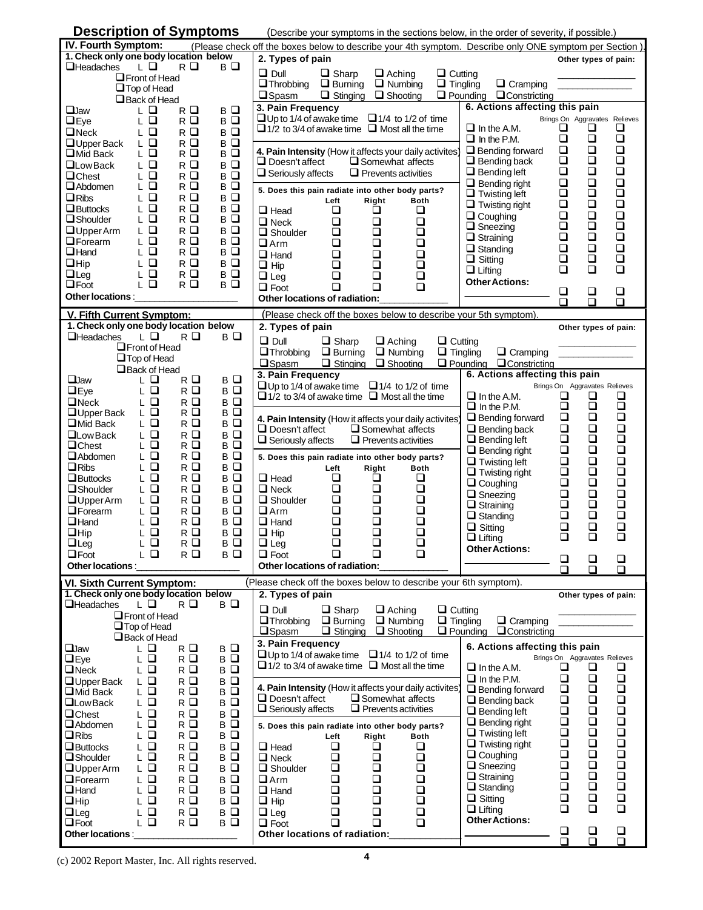# Description of Symptoms

(Describe your symptoms in the sections below, in the order of severity, if possible.)

## IV. Fourth Symptom:

(Please check off the boxes below to describe your 4th symptom. Describe only ONE symptom per Section.)

**1. Check only one body location below**

| | L | R | B |
|---|---|---|---|
| ❑ Headaches | L ❑ | R ❑ | B ❑ |
| ❑ Front of Head | | | |
| ❑ Top of Head | | | |
| ❑ Back of Head | | | |
| ❑ Jaw | L ❑ | R ❑ | B ❑ |
| ❑ Eye | L ❑ | R ❑ | B ❑ |
| ❑ Neck | L ❑ | R ❑ | B ❑ |
| ❑ Upper Back | L ❑ | R ❑ | B ❑ |
| ❑ Mid Back | L ❑ | R ❑ | B ❑ |
| ❑ Low Back | L ❑ | R ❑ | B ❑ |
| ❑ Chest | L ❑ | R ❑ | B ❑ |
| ❑ Abdomen | L ❑ | R ❑ | B ❑ |
| ❑ Ribs | L ❑ | R ❑ | B ❑ |
| ❑ Buttocks | L ❑ | R ❑ | B ❑ |
| ❑ Shoulder | L ❑ | R ❑ | B ❑ |
| ❑ Upper Arm | L ❑ | R ❑ | B ❑ |
| ❑ Forearm | L ❑ | R ❑ | B ❑ |
| ❑ Hand | L ❑ | R ❑ | B ❑ |
| ❑ Hip | L ❑ | R ❑ | B ❑ |
| ❑ Leg | L ❑ | R ❑ | B ❑ |
| ❑ Foot | L ❑ | R ❑ | B ❑ |

**Other locations**:____________________

**2. Types of pain**

❑ Dull ❑ Sharp ❑ Aching ❑ Cutting
❑ Throbbing ❑ Burning ❑ Numbing ❑ Tingling ❑ Cramping
❑ Spasm ❑ Stinging ❑ Shooting ❑ Pounding ❑ Constricting

Other types of pain: ______________ ______________

**3. Pain Frequency**

❑ Up to 1/4 of awake time ❑ 1/4 to 1/2 of time
❑ 1/2 to 3/4 of awake time ❑ Most all the time

**4. Pain Intensity** (How it affects your daily activites)

❑ Doesn't affect ❑ Somewhat affects
❑ Seriously affects ❑ Prevents activities

**5. Does this pain radiate into other body parts?**

| | Left | Right | Both |
|---|---|---|---|
| ❑ Head | ❑ | ❑ | ❑ |
| ❑ Neck | ❑ | ❑ | ❑ |
| ❑ Shoulder | ❑ | ❑ | ❑ |
| ❑ Arm | ❑ | ❑ | ❑ |
| ❑ Hand | ❑ | ❑ | ❑ |
| ❑ Hip | ❑ | ❑ | ❑ |
| ❑ Leg | ❑ | ❑ | ❑ |
| ❑ Foot | ❑ | ❑ | ❑ |

**Other locations of radiation:**____________

**6. Actions affecting this pain**

| | Brings On | Aggravates | Relieves |
|---|---|---|---|
| ❑ In the A.M. | ❑ | ❑ | ❑ |
| ❑ In the P.M. | ❑ | ❑ | ❑ |
| ❑ Bending forward | ❑ | ❑ | ❑ |
| ❑ Bending back | ❑ | ❑ | ❑ |
| ❑ Bending left | ❑ | ❑ | ❑ |
| ❑ Bending right | ❑ | ❑ | ❑ |
| ❑ Twisting left | ❑ | ❑ | ❑ |
| ❑ Twisting right | ❑ | ❑ | ❑ |
| ❑ Coughing | ❑ | ❑ | ❑ |
| ❑ Sneezing | ❑ | ❑ | ❑ |
| ❑ Straining | ❑ | ❑ | ❑ |
| ❑ Standing | ❑ | ❑ | ❑ |
| ❑ Sitting | ❑ | ❑ | ❑ |
| ❑ Lifting | ❑ | ❑ | ❑ |
| **Other Actions:** | | | |
| ______________ | ❑ | ❑ | ❑ |
| | ❑ | ❑ | ❑ |

## V. Fifth Current Symptom:

(Please check off the boxes below to describe your 5th symptom).

**1. Check only one body location below**

| | L | R | B |
|---|---|---|---|
| ❑ Headaches | L ❑ | R ❑ | B ❑ |
| ❑ Front of Head | | | |
| ❑ Top of Head | | | |
| ❑ Back of Head | | | |
| ❑ Jaw | L ❑ | R ❑ | B ❑ |
| ❑ Eye | L ❑ | R ❑ | B ❑ |
| ❑ Neck | L ❑ | R ❑ | B ❑ |
| ❑ Upper Back | L ❑ | R ❑ | B ❑ |
| ❑ Mid Back | L ❑ | R ❑ | B ❑ |
| ❑ Low Back | L ❑ | R ❑ | B ❑ |
| ❑ Chest | L ❑ | R ❑ | B ❑ |
| ❑ Abdomen | L ❑ | R ❑ | B ❑ |
| ❑ Ribs | L ❑ | R ❑ | B ❑ |
| ❑ Buttocks | L ❑ | R ❑ | B ❑ |
| ❑ Shoulder | L ❑ | R ❑ | B ❑ |
| ❑ Upper Arm | L ❑ | R ❑ | B ❑ |
| ❑ Forearm | L ❑ | R ❑ | B ❑ |
| ❑ Hand | L ❑ | R ❑ | B ❑ |
| ❑ Hip | L ❑ | R ❑ | B ❑ |
| ❑ Leg | L ❑ | R ❑ | B ❑ |
| ❑ Foot | L ❑ | R ❑ | B ❑ |

**Other locations**:____________________

**2. Types of pain**

❑ Dull ❑ Sharp ❑ Aching ❑ Cutting
❑ Throbbing ❑ Burning ❑ Numbing ❑ Tingling ❑ Cramping
❑ Spasm ❑ Stinging ❑ Shooting ❑ Pounding ❑ Constricting

Other types of pain: ______________ ______________

**3. Pain Frequency**

❑ Up to 1/4 of awake time ❑ 1/4 to 1/2 of time
❑ 1/2 to 3/4 of awake time ❑ Most all the time

**4. Pain Intensity** (How it affects your daily activites)

❑ Doesn't affect ❑ Somewhat affects
❑ Seriously affects ❑ Prevents activities

**5. Does this pain radiate into other body parts?**

| | Left | Right | Both |
|---|---|---|---|
| ❑ Head | ❑ | ❑ | ❑ |
| ❑ Neck | ❑ | ❑ | ❑ |
| ❑ Shoulder | ❑ | ❑ | ❑ |
| ❑ Arm | ❑ | ❑ | ❑ |
| ❑ Hand | ❑ | ❑ | ❑ |
| ❑ Hip | ❑ | ❑ | ❑ |
| ❑ Leg | ❑ | ❑ | ❑ |
| ❑ Foot | ❑ | ❑ | ❑ |

**Other locations of radiation:**____________

**6. Actions affecting this pain**

| | Brings On | Aggravates | Relieves |
|---|---|---|---|
| ❑ In the A.M. | ❑ | ❑ | ❑ |
| ❑ In the P.M. | ❑ | ❑ | ❑ |
| ❑ Bending forward | ❑ | ❑ | ❑ |
| ❑ Bending back | ❑ | ❑ | ❑ |
| ❑ Bending left | ❑ | ❑ | ❑ |
| ❑ Bending right | ❑ | ❑ | ❑ |
| ❑ Twisting left | ❑ | ❑ | ❑ |
| ❑ Twisting right | ❑ | ❑ | ❑ |
| ❑ Coughing | ❑ | ❑ | ❑ |
| ❑ Sneezing | ❑ | ❑ | ❑ |
| ❑ Straining | ❑ | ❑ | ❑ |
| ❑ Standing | ❑ | ❑ | ❑ |
| ❑ Sitting | ❑ | ❑ | ❑ |
| ❑ Lifting | ❑ | ❑ | ❑ |
| **Other Actions:** | | | |
| ______________ | ❑ | ❑ | ❑ |
| | ❑ | ❑ | ❑ |

## VI. Sixth Current Symptom:

(Please check off the boxes below to describe your 6th symptom).

**1. Check only one body location below**

| | L | R | B |
|---|---|---|---|
| ❑ Headaches | L ❑ | R ❑ | B ❑ |
| ❑ Front of Head | | | |
| ❑ Top of Head | | | |
| ❑ Back of Head | | | |
| ❑ Jaw | L ❑ | R ❑ | B ❑ |
| ❑ Eye | L ❑ | R ❑ | B ❑ |
| ❑ Neck | L ❑ | R ❑ | B ❑ |
| ❑ Upper Back | L ❑ | R ❑ | B ❑ |
| ❑ Mid Back | L ❑ | R ❑ | B ❑ |
| ❑ Low Back | L ❑ | R ❑ | B ❑ |
| ❑ Chest | L ❑ | R ❑ | B ❑ |
| ❑ Abdomen | L ❑ | R ❑ | B ❑ |
| ❑ Ribs | L ❑ | R ❑ | B ❑ |
| ❑ Buttocks | L ❑ | R ❑ | B ❑ |
| ❑ Shoulder | L ❑ | R ❑ | B ❑ |
| ❑ Upper Arm | L ❑ | R ❑ | B ❑ |
| ❑ Forearm | L ❑ | R ❑ | B ❑ |
| ❑ Hand | L ❑ | R ❑ | B ❑ |
| ❑ Hip | L ❑ | R ❑ | B ❑ |
| ❑ Leg | L ❑ | R ❑ | B ❑ |
| ❑ Foot | L ❑ | R ❑ | B ❑ |

**Other locations**:____________________

**2. Types of pain**

❑ Dull ❑ Sharp ❑ Aching ❑ Cutting
❑ Throbbing ❑ Burning ❑ Numbing ❑ Tingling ❑ Cramping
❑ Spasm ❑ Stinging ❑ Shooting ❑ Pounding ❑ Constricting

Other types of pain: ______________ ______________

**3. Pain Frequency**

❑ Up to 1/4 of awake time ❑ 1/4 to 1/2 of time
❑ 1/2 to 3/4 of awake time ❑ Most all the time

**4. Pain Intensity** (How it affects your daily activites)

❑ Doesn't affect ❑ Somewhat affects
❑ Seriously affects ❑ Prevents activities

**5. Does this pain radiate into other body parts?**

| | Left | Right | Both |
|---|---|---|---|
| ❑ Head | ❑ | ❑ | ❑ |
| ❑ Neck | ❑ | ❑ | ❑ |
| ❑ Shoulder | ❑ | ❑ | ❑ |
| ❑ Arm | ❑ | ❑ | ❑ |
| ❑ Hand | ❑ | ❑ | ❑ |
| ❑ Hip | ❑ | ❑ | ❑ |
| ❑ Leg | ❑ | ❑ | ❑ |
| ❑ Foot | ❑ | ❑ | ❑ |

**Other locations of radiation:**____________

**6. Actions affecting this pain**

| | Brings On | Aggravates | Relieves |
|---|---|---|---|
| ❑ In the A.M. | ❑ | ❑ | ❑ |
| ❑ In the P.M. | ❑ | ❑ | ❑ |
| ❑ Bending forward | ❑ | ❑ | ❑ |
| ❑ Bending back | ❑ | ❑ | ❑ |
| ❑ Bending left | ❑ | ❑ | ❑ |
| ❑ Bending right | ❑ | ❑ | ❑ |
| ❑ Twisting left | ❑ | ❑ | ❑ |
| ❑ Twisting right | ❑ | ❑ | ❑ |
| ❑ Coughing | ❑ | ❑ | ❑ |
| ❑ Sneezing | ❑ | ❑ | ❑ |
| ❑ Straining | ❑ | ❑ | ❑ |
| ❑ Standing | ❑ | ❑ | ❑ |
| ❑ Sitting | ❑ | ❑ | ❑ |
| ❑ Lifting | ❑ | ❑ | ❑ |
| **Other Actions:** | | | |
| ______________ | ❑ | ❑ | ❑ |
| | ❑ | ❑ | ❑ |

(c) 2002 Report Master, Inc. All rights reserved.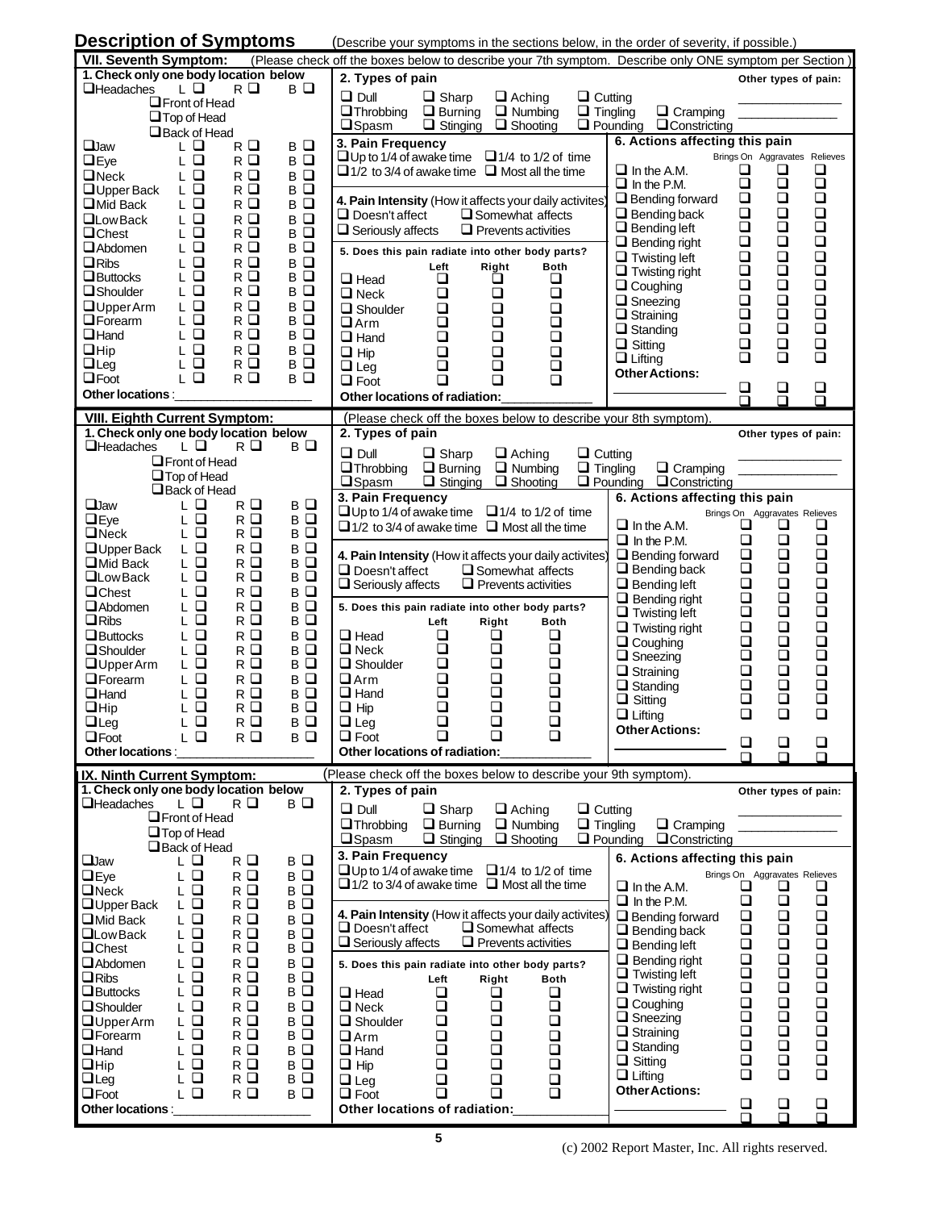## Description of Symptoms

(Describe your symptoms in the sections below, in the order of severity, if possible.)

### VII. Seventh Symptom:

(Please check off the boxes below to describe your 7th symptom. Describe only ONE symptom per Section)

**1. Check only one body location below**

| Location | L | R | B |
|---|---|---|---|
| ❑ Headaches | L ❑ | R ❑ | B ❑ |
| ❑ Front of Head | | | |
| ❑ Top of Head | | | |
| ❑ Back of Head | | | |
| ❑ Jaw | L ❑ | R ❑ | B ❑ |
| ❑ Eye | L ❑ | R ❑ | B ❑ |
| ❑ Neck | L ❑ | R ❑ | B ❑ |
| ❑ Upper Back | L ❑ | R ❑ | B ❑ |
| ❑ Mid Back | L ❑ | R ❑ | B ❑ |
| ❑ Low Back | L ❑ | R ❑ | B ❑ |
| ❑ Chest | L ❑ | R ❑ | B ❑ |
| ❑ Abdomen | L ❑ | R ❑ | B ❑ |
| ❑ Ribs | L ❑ | R ❑ | B ❑ |
| ❑ Buttocks | L ❑ | R ❑ | B ❑ |
| ❑ Shoulder | L ❑ | R ❑ | B ❑ |
| ❑ Upper Arm | L ❑ | R ❑ | B ❑ |
| ❑ Forearm | L ❑ | R ❑ | B ❑ |
| ❑ Hand | L ❑ | R ❑ | B ❑ |
| ❑ Hip | L ❑ | R ❑ | B ❑ |
| ❑ Leg | L ❑ | R ❑ | B ❑ |
| ❑ Foot | L ❑ | R ❑ | B ❑ |

**Other locations**: ____________________

**2. Types of pain**

❑ Dull ❑ Sharp ❑ Aching ❑ Cutting
❑ Throbbing ❑ Burning ❑ Numbing ❑ Tingling ❑ Cramping
❑ Spasm ❑ Stinging ❑ Shooting ❑ Pounding ❑ Constricting

Other types of pain: ______________ ______________

**3. Pain Frequency**

❑ Up to 1/4 of awake time ❑ 1/4 to 1/2 of time
❑ 1/2 to 3/4 of awake time ❑ Most all the time

**4. Pain Intensity** (How it affects your daily activites)

❑ Doesn't affect ❑ Somewhat affects
❑ Seriously affects ❑ Prevents activities

**5. Does this pain radiate into other body parts?**

| | Left | Right | Both |
|---|---|---|---|
| ❑ Head | ❑ | ❑ | ❑ |
| ❑ Neck | ❑ | ❑ | ❑ |
| ❑ Shoulder | ❑ | ❑ | ❑ |
| ❑ Arm | ❑ | ❑ | ❑ |
| ❑ Hand | ❑ | ❑ | ❑ |
| ❑ Hip | ❑ | ❑ | ❑ |
| ❑ Leg | ❑ | ❑ | ❑ |
| ❑ Foot | ❑ | ❑ | ❑ |

**Other locations of radiation:** ____________

**6. Actions affecting this pain**

| | Brings On | Aggravates | Relieves |
|---|---|---|---|
| ❑ In the A.M. | ❑ | ❑ | ❑ |
| ❑ In the P.M. | ❑ | ❑ | ❑ |
| ❑ Bending forward | ❑ | ❑ | ❑ |
| ❑ Bending back | ❑ | ❑ | ❑ |
| ❑ Bending left | ❑ | ❑ | ❑ |
| ❑ Bending right | ❑ | ❑ | ❑ |
| ❑ Twisting left | ❑ | ❑ | ❑ |
| ❑ Twisting right | ❑ | ❑ | ❑ |
| ❑ Coughing | ❑ | ❑ | ❑ |
| ❑ Sneezing | ❑ | ❑ | ❑ |
| ❑ Straining | ❑ | ❑ | ❑ |
| ❑ Standing | ❑ | ❑ | ❑ |
| ❑ Sitting | ❑ | ❑ | ❑ |
| ❑ Lifting | ❑ | ❑ | ❑ |
| **Other Actions:** | | | |
| ______________ | ❑ | ❑ | ❑ |
| | ❑ | ❑ | ❑ |

### VIII. Eighth Current Symptom:

(Please check off the boxes below to describe your 8th symptom).

**1. Check only one body location below**

| Location | L | R | B |
|---|---|---|---|
| ❑ Headaches | L ❑ | R ❑ | B ❑ |
| ❑ Front of Head | | | |
| ❑ Top of Head | | | |
| ❑ Back of Head | | | |
| ❑ Jaw | L ❑ | R ❑ | B ❑ |
| ❑ Eye | L ❑ | R ❑ | B ❑ |
| ❑ Neck | L ❑ | R ❑ | B ❑ |
| ❑ Upper Back | L ❑ | R ❑ | B ❑ |
| ❑ Mid Back | L ❑ | R ❑ | B ❑ |
| ❑ Low Back | L ❑ | R ❑ | B ❑ |
| ❑ Chest | L ❑ | R ❑ | B ❑ |
| ❑ Abdomen | L ❑ | R ❑ | B ❑ |
| ❑ Ribs | L ❑ | R ❑ | B ❑ |
| ❑ Buttocks | L ❑ | R ❑ | B ❑ |
| ❑ Shoulder | L ❑ | R ❑ | B ❑ |
| ❑ Upper Arm | L ❑ | R ❑ | B ❑ |
| ❑ Forearm | L ❑ | R ❑ | B ❑ |
| ❑ Hand | L ❑ | R ❑ | B ❑ |
| ❑ Hip | L ❑ | R ❑ | B ❑ |
| ❑ Leg | L ❑ | R ❑ | B ❑ |
| ❑ Foot | L ❑ | R ❑ | B ❑ |

**Other locations**: ____________________

**2. Types of pain**

❑ Dull ❑ Sharp ❑ Aching ❑ Cutting
❑ Throbbing ❑ Burning ❑ Numbing ❑ Tingling ❑ Cramping
❑ Spasm ❑ Stinging ❑ Shooting ❑ Pounding ❑ Constricting

Other types of pain: ______________ ______________

**3. Pain Frequency**

❑ Up to 1/4 of awake time ❑ 1/4 to 1/2 of time
❑ 1/2 to 3/4 of awake time ❑ Most all the time

**4. Pain Intensity** (How it affects your daily activites)

❑ Doesn't affect ❑ Somewhat affects
❑ Seriously affects ❑ Prevents activities

**5. Does this pain radiate into other body parts?**

| | Left | Right | Both |
|---|---|---|---|
| ❑ Head | ❑ | ❑ | ❑ |
| ❑ Neck | ❑ | ❑ | ❑ |
| ❑ Shoulder | ❑ | ❑ | ❑ |
| ❑ Arm | ❑ | ❑ | ❑ |
| ❑ Hand | ❑ | ❑ | ❑ |
| ❑ Hip | ❑ | ❑ | ❑ |
| ❑ Leg | ❑ | ❑ | ❑ |
| ❑ Foot | ❑ | ❑ | ❑ |

**Other locations of radiation:** ____________

**6. Actions affecting this pain**

| | Brings On | Aggravates | Relieves |
|---|---|---|---|
| ❑ In the A.M. | ❑ | ❑ | ❑ |
| ❑ In the P.M. | ❑ | ❑ | ❑ |
| ❑ Bending forward | ❑ | ❑ | ❑ |
| ❑ Bending back | ❑ | ❑ | ❑ |
| ❑ Bending left | ❑ | ❑ | ❑ |
| ❑ Bending right | ❑ | ❑ | ❑ |
| ❑ Twisting left | ❑ | ❑ | ❑ |
| ❑ Twisting right | ❑ | ❑ | ❑ |
| ❑ Coughing | ❑ | ❑ | ❑ |
| ❑ Sneezing | ❑ | ❑ | ❑ |
| ❑ Straining | ❑ | ❑ | ❑ |
| ❑ Standing | ❑ | ❑ | ❑ |
| ❑ Sitting | ❑ | ❑ | ❑ |
| ❑ Lifting | ❑ | ❑ | ❑ |
| **Other Actions:** | | | |
| ______________ | ❑ | ❑ | ❑ |
| | ❑ | ❑ | ❑ |

### IX. Ninth Current Symptom:

(Please check off the boxes below to describe your 9th symptom).

**1. Check only one body location below**

| Location | L | R | B |
|---|---|---|---|
| ❑ Headaches | L ❑ | R ❑ | B ❑ |
| ❑ Front of Head | | | |
| ❑ Top of Head | | | |
| ❑ Back of Head | | | |
| ❑ Jaw | L ❑ | R ❑ | B ❑ |
| ❑ Eye | L ❑ | R ❑ | B ❑ |
| ❑ Neck | L ❑ | R ❑ | B ❑ |
| ❑ Upper Back | L ❑ | R ❑ | B ❑ |
| ❑ Mid Back | L ❑ | R ❑ | B ❑ |
| ❑ Low Back | L ❑ | R ❑ | B ❑ |
| ❑ Chest | L ❑ | R ❑ | B ❑ |
| ❑ Abdomen | L ❑ | R ❑ | B ❑ |
| ❑ Ribs | L ❑ | R ❑ | B ❑ |
| ❑ Buttocks | L ❑ | R ❑ | B ❑ |
| ❑ Shoulder | L ❑ | R ❑ | B ❑ |
| ❑ Upper Arm | L ❑ | R ❑ | B ❑ |
| ❑ Forearm | L ❑ | R ❑ | B ❑ |
| ❑ Hand | L ❑ | R ❑ | B ❑ |
| ❑ Hip | L ❑ | R ❑ | B ❑ |
| ❑ Leg | L ❑ | R ❑ | B ❑ |
| ❑ Foot | L ❑ | R ❑ | B ❑ |

**Other locations**: ____________________

**2. Types of pain**

❑ Dull ❑ Sharp ❑ Aching ❑ Cutting
❑ Throbbing ❑ Burning ❑ Numbing ❑ Tingling ❑ Cramping
❑ Spasm ❑ Stinging ❑ Shooting ❑ Pounding ❑ Constricting

Other types of pain: ______________ ______________

**3. Pain Frequency**

❑ Up to 1/4 of awake time ❑ 1/4 to 1/2 of time
❑ 1/2 to 3/4 of awake time ❑ Most all the time

**4. Pain Intensity** (How it affects your daily activites)

❑ Doesn't affect ❑ Somewhat affects
❑ Seriously affects ❑ Prevents activities

**5. Does this pain radiate into other body parts?**

| | Left | Right | Both |
|---|---|---|---|
| ❑ Head | ❑ | ❑ | ❑ |
| ❑ Neck | ❑ | ❑ | ❑ |
| ❑ Shoulder | ❑ | ❑ | ❑ |
| ❑ Arm | ❑ | ❑ | ❑ |
| ❑ Hand | ❑ | ❑ | ❑ |
| ❑ Hip | ❑ | ❑ | ❑ |
| ❑ Leg | ❑ | ❑ | ❑ |
| ❑ Foot | ❑ | ❑ | ❑ |

**Other locations of radiation:** ____________

**6. Actions affecting this pain**

| | Brings On | Aggravates | Relieves |
|---|---|---|---|
| ❑ In the A.M. | ❑ | ❑ | ❑ |
| ❑ In the P.M. | ❑ | ❑ | ❑ |
| ❑ Bending forward | ❑ | ❑ | ❑ |
| ❑ Bending back | ❑ | ❑ | ❑ |
| ❑ Bending left | ❑ | ❑ | ❑ |
| ❑ Bending right | ❑ | ❑ | ❑ |
| ❑ Twisting left | ❑ | ❑ | ❑ |
| ❑ Twisting right | ❑ | ❑ | ❑ |
| ❑ Coughing | ❑ | ❑ | ❑ |
| ❑ Sneezing | ❑ | ❑ | ❑ |
| ❑ Straining | ❑ | ❑ | ❑ |
| ❑ Standing | ❑ | ❑ | ❑ |
| ❑ Sitting | ❑ | ❑ | ❑ |
| ❑ Lifting | ❑ | ❑ | ❑ |
| **Other Actions:** | | | |
| ______________ | ❑ | ❑ | ❑ |
| | ❑ | ❑ | ❑ |

(c) 2002 Report Master, Inc. All rights reserved.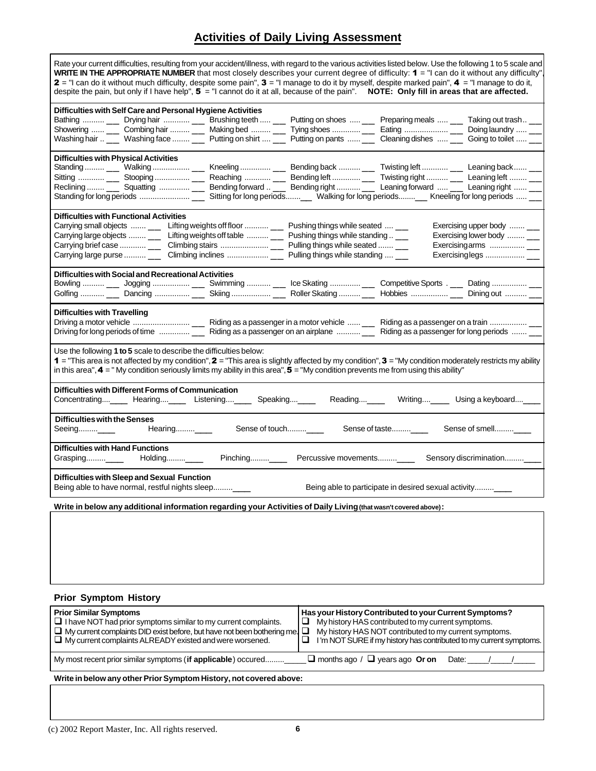# Activities of Daily Living Assessment

Rate your current difficulties, resulting from your accident/illness, with regard to the various activities listed below. Use the following 1 to 5 scale and **WRITE IN THE APPROPRIATE NUMBER** that most closely describes your current degree of difficulty: **1** = "I can do it without any difficulty", **2** = "I can do it without much difficulty, despite some pain", **3** = "I manage to do it by myself, despite marked pain", **4** = "I manage to do it, despite the pain, but only if I have help", **5** = "I cannot do it at all, because of the pain". **NOTE: Only fill in areas that are affected.**

**Difficulties with Self Care and Personal Hygiene Activities**

| | | | | | |
|---|---|---|---|---|---|
| Bathing .......... ___ | Drying hair ............ ___ | Brushing teeth ..... ___ | Putting on shoes ..... ___ | Preparing meals ..... ___ | Taking out trash.. ___ |
| Showering ...... ___ | Combing hair ......... ___ | Making bed ......... ___ | Tying shoes ............ ___ | Eating .................... ___ | Doing laundry ..... ___ |
| Washing hair .. ___ | Washing face ........ ___ | Putting on shirt .... ___ | Putting on pants ...... ___ | Cleaning dishes ..... ___ | Going to toilet ..... ___ |

**Difficulties with Physical Activities**

| | | | | | |
|---|---|---|---|---|---|
| Standing ......... ___ | Walking ................. ___ | Kneeling .............. ___ | Bending back .......... ___ | Twisting left ............ ___ | Leaning back...... ___ |
| Sitting ............ ___ | Stooping ................ ___ | Reaching ............ ___ | Bending left ............. ___ | Twisting right .......... ___ | Leaning left ........ ___ |
| Reclining ........ ___ | Squatting .............. ___ | Bending forward .. ___ | Bending right ........... ___ | Leaning forward ..... ___ | Leaning right ...... ___ |

Standing for long periods ....................... ___ Sitting for long periods....... ___ Walking for long periods........ ___ Kneeling for long periods ..... ___

**Difficulties with Functional Activities**

| | | | |
|---|---|---|---|
| Carrying small objects ....... ___ | Lifting weights off floor ........... ___ | Pushing things while seated .... ___ | Exercising upper body ....... ___ |
| Carrying large objects ........ ___ | Lifting weights off table .......... ___ | Pushing things while standing .. ___ | Exercising lower body ........ ___ |
| Carrying brief case ............ ___ | Climbing stairs ...................... ___ | Pulling things while seated ....... ___ | Exercising arms ................ ___ |
| Carrying large purse .......... ___ | Climbing inclines ................... ___ | Pulling things while standing .... ___ | Exercising legs .................. ___ |

**Difficulties with Social and Recreational Activities**

| | | | | | |
|---|---|---|---|---|---|
| Bowling .......... ___ | Jogging ................. ___ | Swimming ........... ___ | Ice Skating .............. ___ | Competitive Sports . ___ | Dating ................ ___ |
| Golfing ........... ___ | Dancing ................ ___ | Skiing .................. ___ | Roller Skating .......... ___ | Hobbies ................. ___ | Dining out .......... ___ |

**Difficulties with Travelling**

| | | |
|---|---|---|
| Driving a motor vehicle .......................... ___ | Riding as a passenger in a motor vehicle ...... ___ | Riding as a passenger on a train ................ ___ |
| Driving for long periods of time .............. ___ | Riding as a passenger on an airplane ........... ___ | Riding as a passenger for long periods ....... ___ |

Use the following **1 to 5** scale to describe the difficulties below:
**1** = "This area is not affected by my condition", **2** = "This area is slightly affected by my condition", **3** = "My condition moderately restricts my ability in this area", **4** = " My condition seriously limits my ability in this area", **5** = "My condition prevents me from using this ability"

**Difficulties with Different Forms of Communication**

Concentrating....____ Hearing....____ Listening....____ Speaking....____ Reading....____ Writing....____ Using a keyboard....____

**Difficulties with the Senses**

Seeing.........____ Hearing.........____ Sense of touch.........____ Sense of taste.........____ Sense of smell.........____

**Difficulties with Hand Functions**

Grasping.........____ Holding.........____ Pinching.........____ Percussive movements.........____ Sensory discrimination.........____

**Difficulties with Sleep and Sexual Function**

Being able to have normal, restful nights sleep.........____ Being able to participate in desired sexual activity.........____

**Write in below any additional information regarding your Activities of Daily Living (that wasn't covered above):**

## Prior Symptom History

| **Prior Similar Symptoms** | **Has your History Contributed to your Current Symptoms?** |
|---|---|
| ☐ I have NOT had prior symptoms similar to my current complaints. | ☐ My history HAS contributed to my current symptoms. |
| ☐ My current complaints DID exist before, but have not been bothering me. | ☐ My history HAS NOT contributed to my current symptoms. |
| ☐ My current complaints ALREADY existed and were worsened. | ☐ I'm NOT SURE if my history has contributed to my current symptoms. |

My most recent prior similar symptoms (**if applicable**) occured........._____ ☐ months ago / ☐ years ago **Or on** Date: _____/_____/_____

**Write in below any other Prior Symptom History, not covered above:**

(c) 2002 Report Master, Inc. All rights reserved.